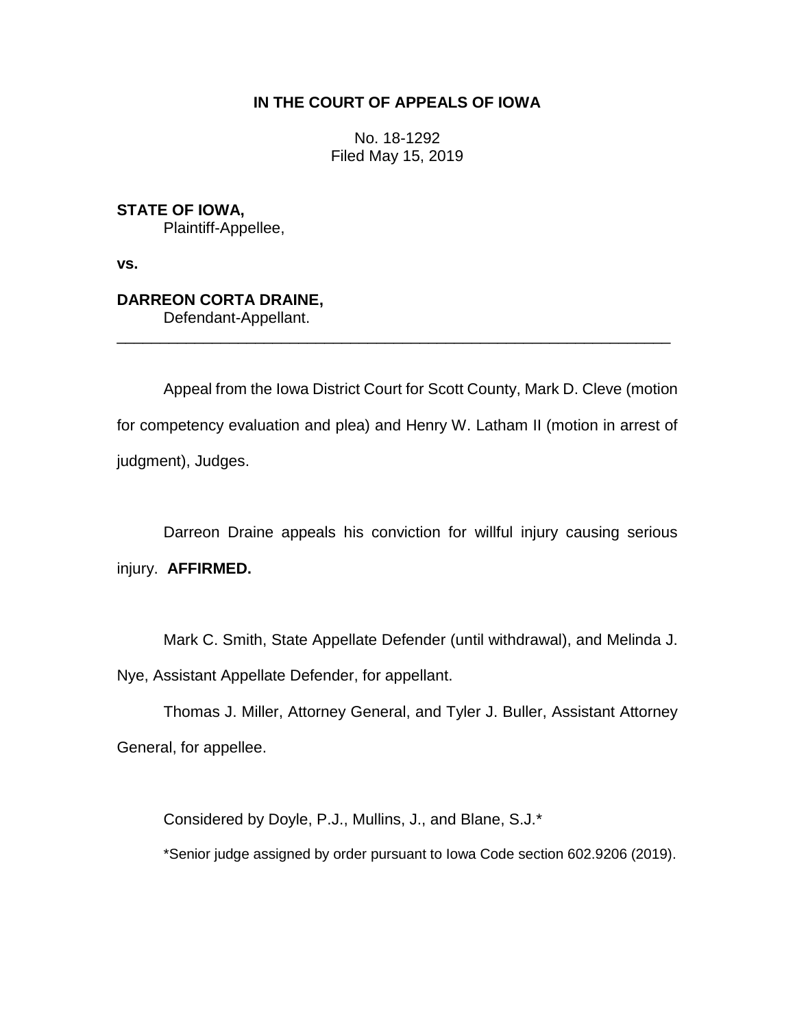**IN THE COURT OF APPEALS OF IOWA**

No. 18-1292
Filed May 15, 2019

**STATE OF IOWA,**
Plaintiff-Appellee,

**vs.**

**DARREON CORTA DRAINE,**
Defendant-Appellant.

---

Appeal from the Iowa District Court for Scott County, Mark D. Cleve (motion for competency evaluation and plea) and Henry W. Latham II (motion in arrest of judgment), Judges.

Darreon Draine appeals his conviction for willful injury causing serious injury. **AFFIRMED.**

Mark C. Smith, State Appellate Defender (until withdrawal), and Melinda J. Nye, Assistant Appellate Defender, for appellant.

Thomas J. Miller, Attorney General, and Tyler J. Buller, Assistant Attorney General, for appellee.

Considered by Doyle, P.J., Mullins, J., and Blane, S.J.*

*Senior judge assigned by order pursuant to Iowa Code section 602.9206 (2019).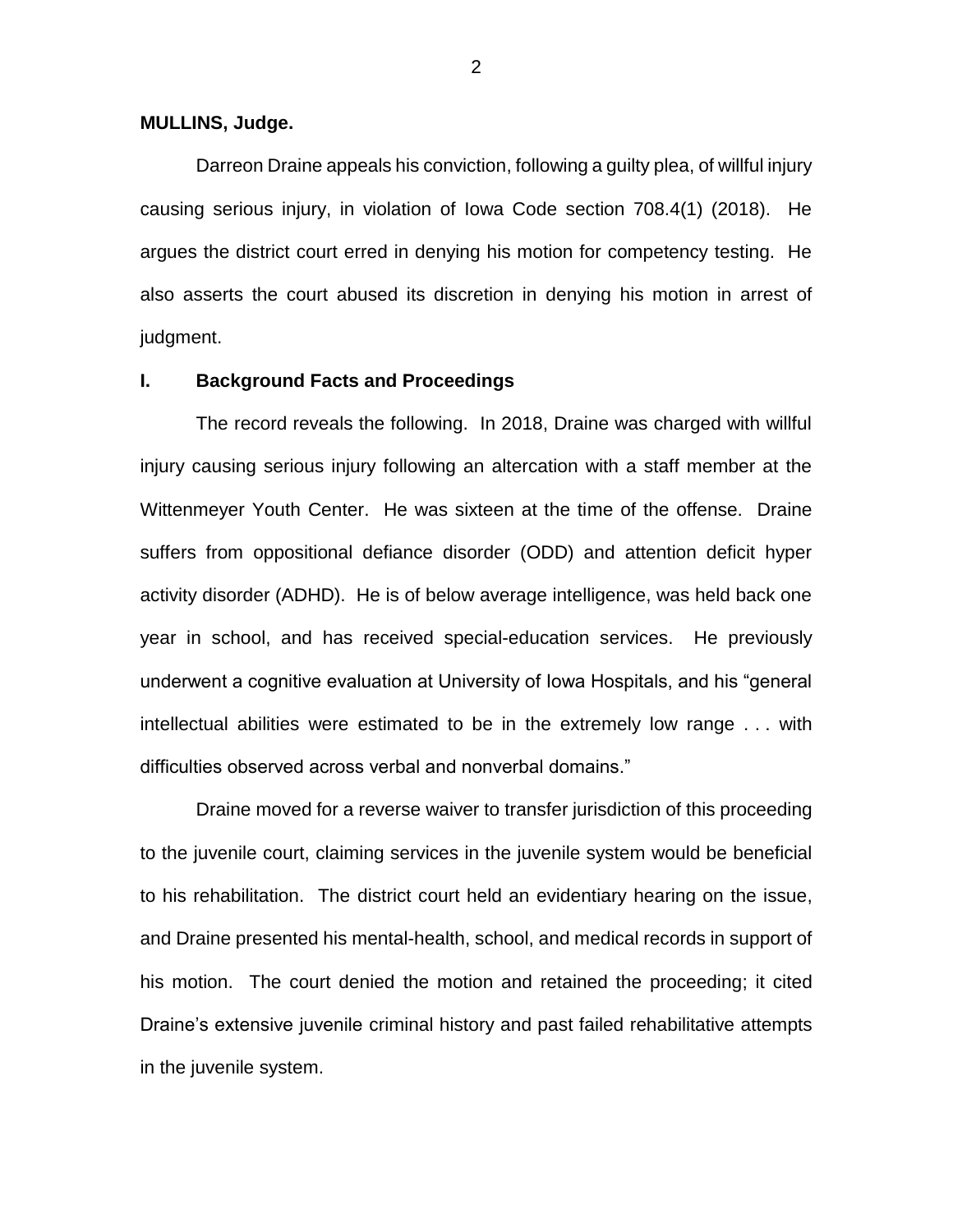**MULLINS, Judge.**

Darreon Draine appeals his conviction, following a guilty plea, of willful injury causing serious injury, in violation of Iowa Code section 708.4(1) (2018). He argues the district court erred in denying his motion for competency testing. He also asserts the court abused its discretion in denying his motion in arrest of judgment.

## I. Background Facts and Proceedings

The record reveals the following. In 2018, Draine was charged with willful injury causing serious injury following an altercation with a staff member at the Wittenmeyer Youth Center. He was sixteen at the time of the offense. Draine suffers from oppositional defiance disorder (ODD) and attention deficit hyper activity disorder (ADHD). He is of below average intelligence, was held back one year in school, and has received special-education services. He previously underwent a cognitive evaluation at University of Iowa Hospitals, and his "general intellectual abilities were estimated to be in the extremely low range . . . with difficulties observed across verbal and nonverbal domains."

Draine moved for a reverse waiver to transfer jurisdiction of this proceeding to the juvenile court, claiming services in the juvenile system would be beneficial to his rehabilitation. The district court held an evidentiary hearing on the issue, and Draine presented his mental-health, school, and medical records in support of his motion. The court denied the motion and retained the proceeding; it cited Draine's extensive juvenile criminal history and past failed rehabilitative attempts in the juvenile system.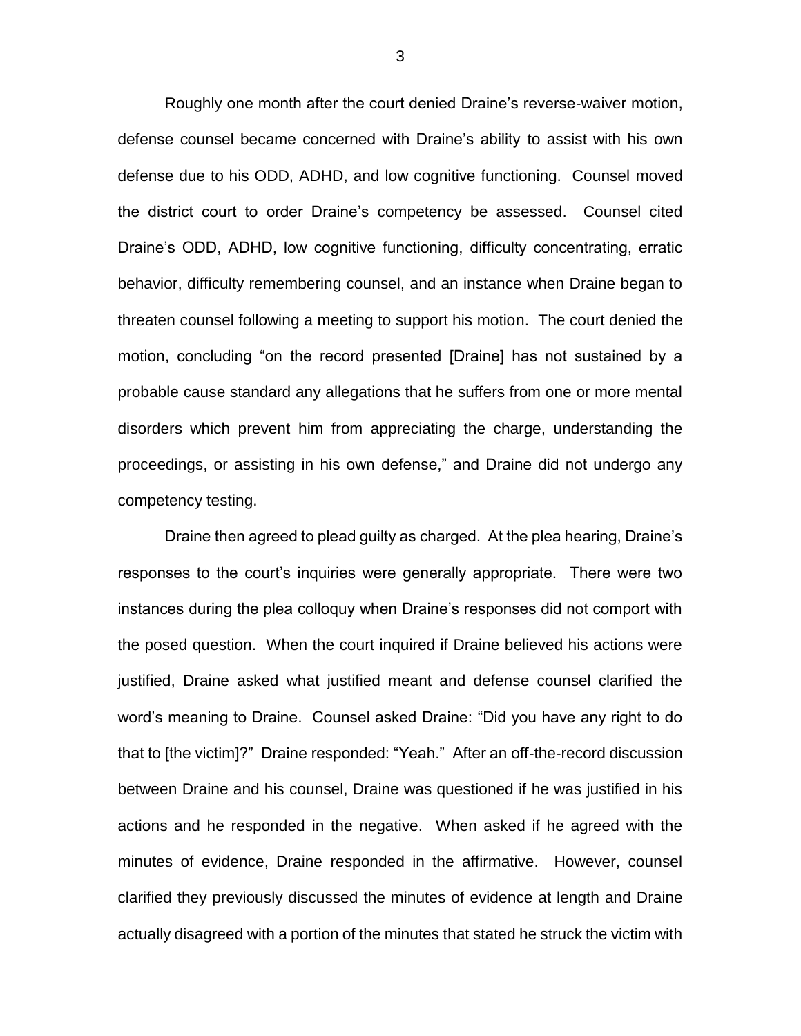Roughly one month after the court denied Draine's reverse-waiver motion, defense counsel became concerned with Draine's ability to assist with his own defense due to his ODD, ADHD, and low cognitive functioning. Counsel moved the district court to order Draine's competency be assessed. Counsel cited Draine's ODD, ADHD, low cognitive functioning, difficulty concentrating, erratic behavior, difficulty remembering counsel, and an instance when Draine began to threaten counsel following a meeting to support his motion. The court denied the motion, concluding "on the record presented [Draine] has not sustained by a probable cause standard any allegations that he suffers from one or more mental disorders which prevent him from appreciating the charge, understanding the proceedings, or assisting in his own defense," and Draine did not undergo any competency testing.

Draine then agreed to plead guilty as charged. At the plea hearing, Draine's responses to the court's inquiries were generally appropriate. There were two instances during the plea colloquy when Draine's responses did not comport with the posed question. When the court inquired if Draine believed his actions were justified, Draine asked what justified meant and defense counsel clarified the word's meaning to Draine. Counsel asked Draine: "Did you have any right to do that to [the victim]?" Draine responded: "Yeah." After an off-the-record discussion between Draine and his counsel, Draine was questioned if he was justified in his actions and he responded in the negative. When asked if he agreed with the minutes of evidence, Draine responded in the affirmative. However, counsel clarified they previously discussed the minutes of evidence at length and Draine actually disagreed with a portion of the minutes that stated he struck the victim with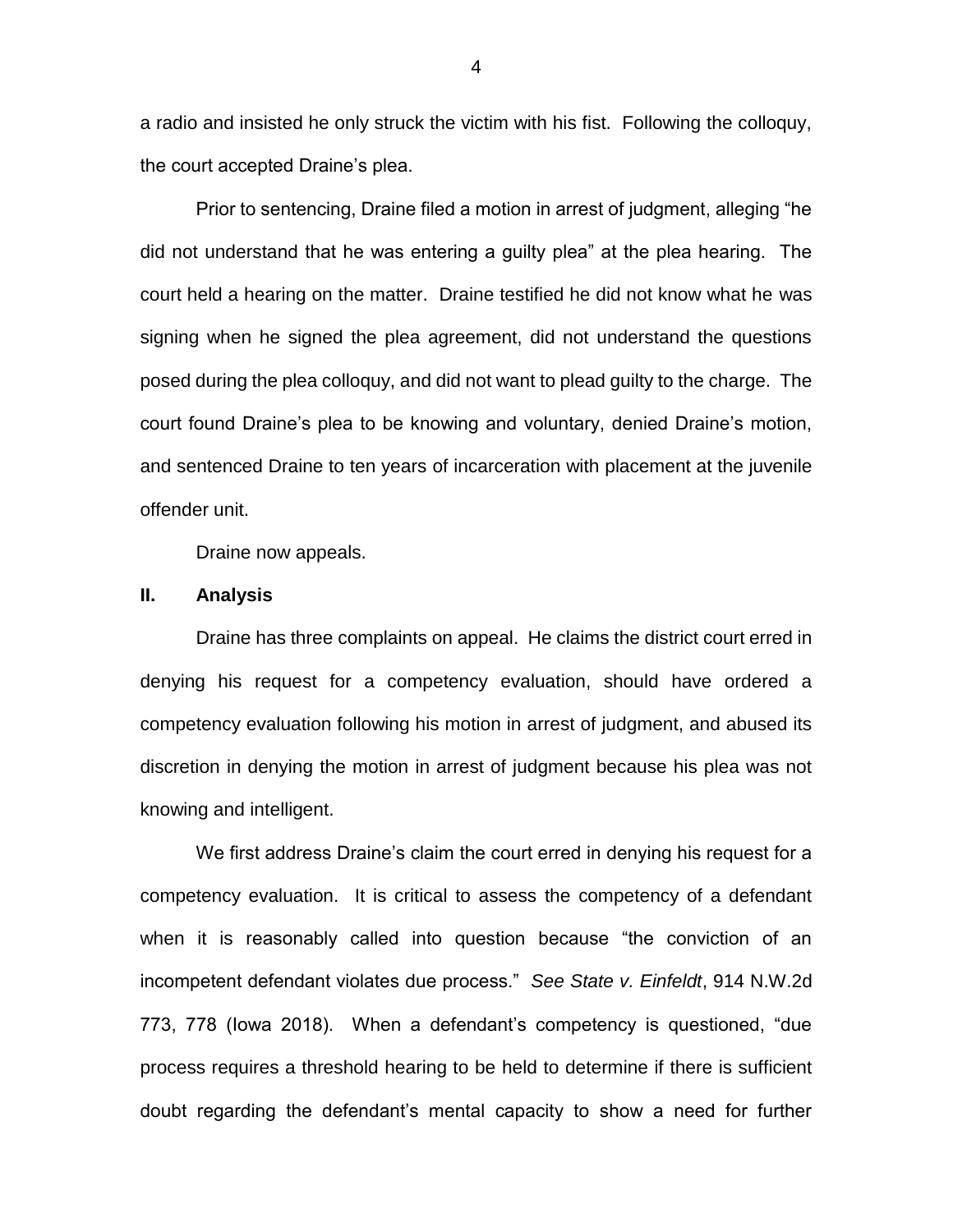a radio and insisted he only struck the victim with his fist. Following the colloquy, the court accepted Draine's plea.

Prior to sentencing, Draine filed a motion in arrest of judgment, alleging "he did not understand that he was entering a guilty plea" at the plea hearing. The court held a hearing on the matter. Draine testified he did not know what he was signing when he signed the plea agreement, did not understand the questions posed during the plea colloquy, and did not want to plead guilty to the charge. The court found Draine's plea to be knowing and voluntary, denied Draine's motion, and sentenced Draine to ten years of incarceration with placement at the juvenile offender unit.

Draine now appeals.

## II. Analysis

Draine has three complaints on appeal. He claims the district court erred in denying his request for a competency evaluation, should have ordered a competency evaluation following his motion in arrest of judgment, and abused its discretion in denying the motion in arrest of judgment because his plea was not knowing and intelligent.

We first address Draine's claim the court erred in denying his request for a competency evaluation. It is critical to assess the competency of a defendant when it is reasonably called into question because "the conviction of an incompetent defendant violates due process." *See State v. Einfeldt*, 914 N.W.2d 773, 778 (Iowa 2018). When a defendant's competency is questioned, "due process requires a threshold hearing to be held to determine if there is sufficient doubt regarding the defendant's mental capacity to show a need for further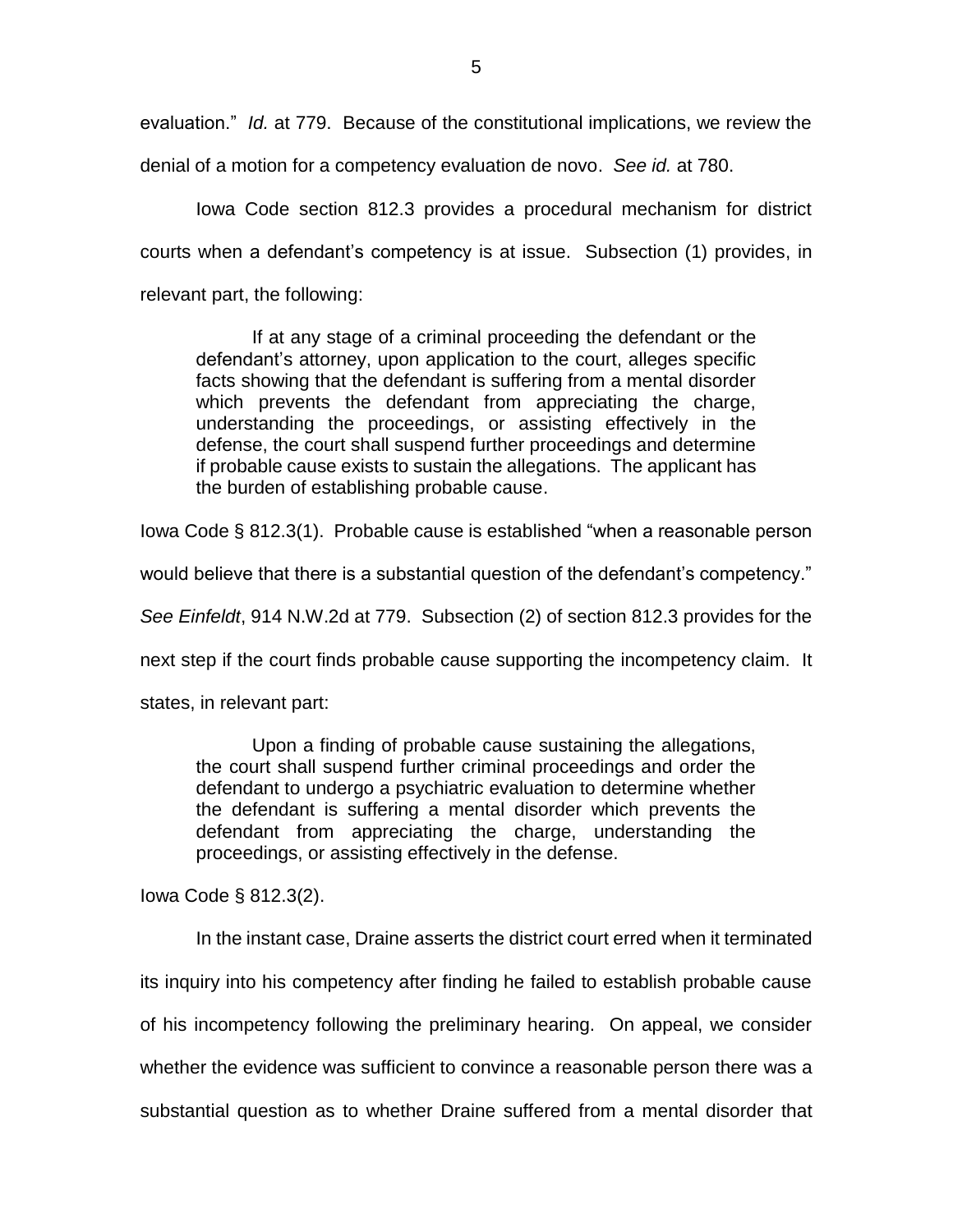evaluation." *Id.* at 779. Because of the constitutional implications, we review the denial of a motion for a competency evaluation de novo. *See id.* at 780.

Iowa Code section 812.3 provides a procedural mechanism for district courts when a defendant's competency is at issue. Subsection (1) provides, in relevant part, the following:

> If at any stage of a criminal proceeding the defendant or the defendant's attorney, upon application to the court, alleges specific facts showing that the defendant is suffering from a mental disorder which prevents the defendant from appreciating the charge, understanding the proceedings, or assisting effectively in the defense, the court shall suspend further proceedings and determine if probable cause exists to sustain the allegations. The applicant has the burden of establishing probable cause.

Iowa Code § 812.3(1). Probable cause is established "when a reasonable person would believe that there is a substantial question of the defendant's competency." *See Einfeldt*, 914 N.W.2d at 779. Subsection (2) of section 812.3 provides for the next step if the court finds probable cause supporting the incompetency claim. It states, in relevant part:

> Upon a finding of probable cause sustaining the allegations, the court shall suspend further criminal proceedings and order the defendant to undergo a psychiatric evaluation to determine whether the defendant is suffering a mental disorder which prevents the defendant from appreciating the charge, understanding the proceedings, or assisting effectively in the defense.

Iowa Code § 812.3(2).

In the instant case, Draine asserts the district court erred when it terminated its inquiry into his competency after finding he failed to establish probable cause of his incompetency following the preliminary hearing. On appeal, we consider whether the evidence was sufficient to convince a reasonable person there was a substantial question as to whether Draine suffered from a mental disorder that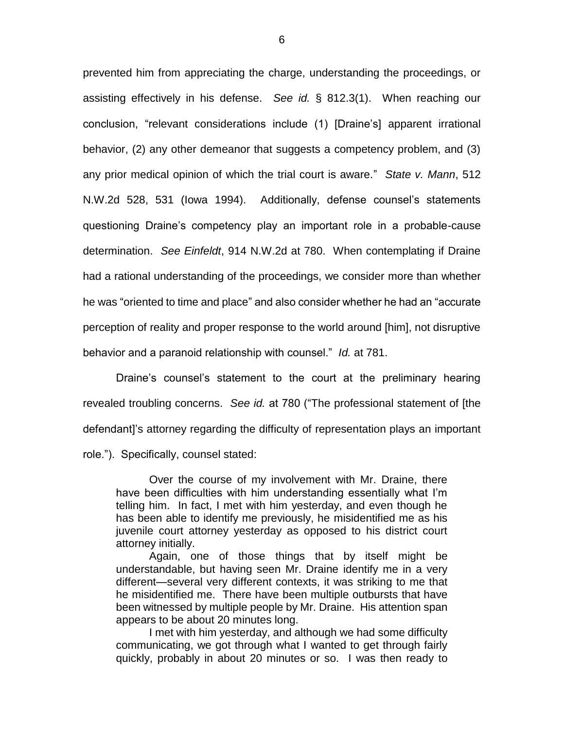prevented him from appreciating the charge, understanding the proceedings, or assisting effectively in his defense. *See id.* § 812.3(1). When reaching our conclusion, "relevant considerations include (1) [Draine's] apparent irrational behavior, (2) any other demeanor that suggests a competency problem, and (3) any prior medical opinion of which the trial court is aware." *State v. Mann*, 512 N.W.2d 528, 531 (Iowa 1994). Additionally, defense counsel's statements questioning Draine's competency play an important role in a probable-cause determination. *See Einfeldt*, 914 N.W.2d at 780. When contemplating if Draine had a rational understanding of the proceedings, we consider more than whether he was "oriented to time and place" and also consider whether he had an "accurate perception of reality and proper response to the world around [him], not disruptive behavior and a paranoid relationship with counsel." *Id.* at 781.

Draine's counsel's statement to the court at the preliminary hearing revealed troubling concerns. *See id.* at 780 ("The professional statement of [the defendant]'s attorney regarding the difficulty of representation plays an important role."). Specifically, counsel stated:

> Over the course of my involvement with Mr. Draine, there have been difficulties with him understanding essentially what I'm telling him. In fact, I met with him yesterday, and even though he has been able to identify me previously, he misidentified me as his juvenile court attorney yesterday as opposed to his district court attorney initially.
>
> Again, one of those things that by itself might be understandable, but having seen Mr. Draine identify me in a very different—several very different contexts, it was striking to me that he misidentified me. There have been multiple outbursts that have been witnessed by multiple people by Mr. Draine. His attention span appears to be about 20 minutes long.
>
> I met with him yesterday, and although we had some difficulty communicating, we got through what I wanted to get through fairly quickly, probably in about 20 minutes or so. I was then ready to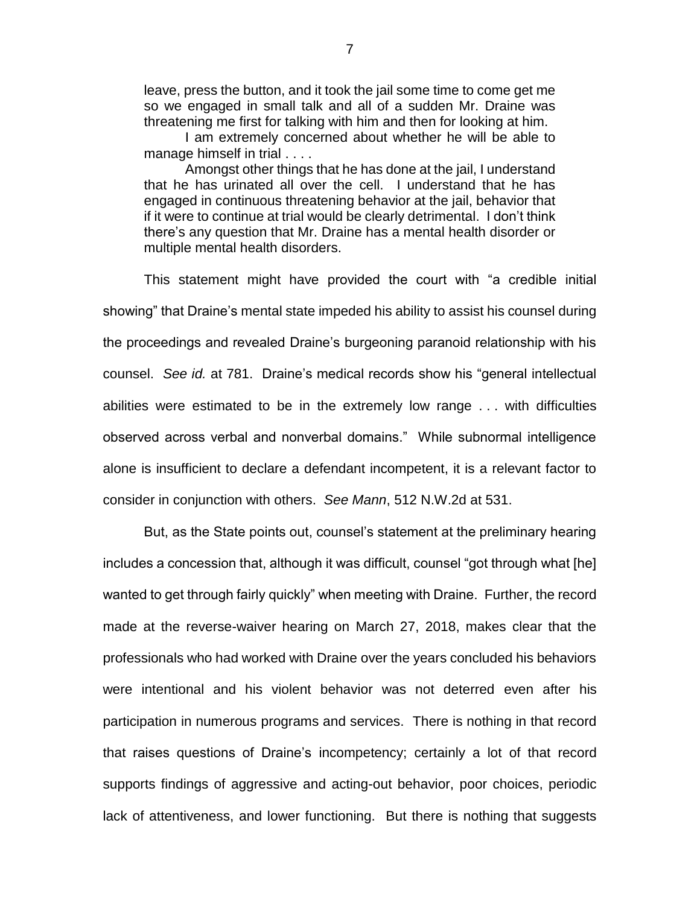> leave, press the button, and it took the jail some time to come get me so we engaged in small talk and all of a sudden Mr. Draine was threatening me first for talking with him and then for looking at him.
>
> I am extremely concerned about whether he will be able to manage himself in trial . . . .
>
> Amongst other things that he has done at the jail, I understand that he has urinated all over the cell. I understand that he has engaged in continuous threatening behavior at the jail, behavior that if it were to continue at trial would be clearly detrimental. I don't think there's any question that Mr. Draine has a mental health disorder or multiple mental health disorders.

This statement might have provided the court with "a credible initial showing" that Draine's mental state impeded his ability to assist his counsel during the proceedings and revealed Draine's burgeoning paranoid relationship with his counsel. *See id.* at 781. Draine's medical records show his "general intellectual abilities were estimated to be in the extremely low range . . . with difficulties observed across verbal and nonverbal domains." While subnormal intelligence alone is insufficient to declare a defendant incompetent, it is a relevant factor to consider in conjunction with others. *See Mann*, 512 N.W.2d at 531.

But, as the State points out, counsel's statement at the preliminary hearing includes a concession that, although it was difficult, counsel "got through what [he] wanted to get through fairly quickly" when meeting with Draine. Further, the record made at the reverse-waiver hearing on March 27, 2018, makes clear that the professionals who had worked with Draine over the years concluded his behaviors were intentional and his violent behavior was not deterred even after his participation in numerous programs and services. There is nothing in that record that raises questions of Draine's incompetency; certainly a lot of that record supports findings of aggressive and acting-out behavior, poor choices, periodic lack of attentiveness, and lower functioning. But there is nothing that suggests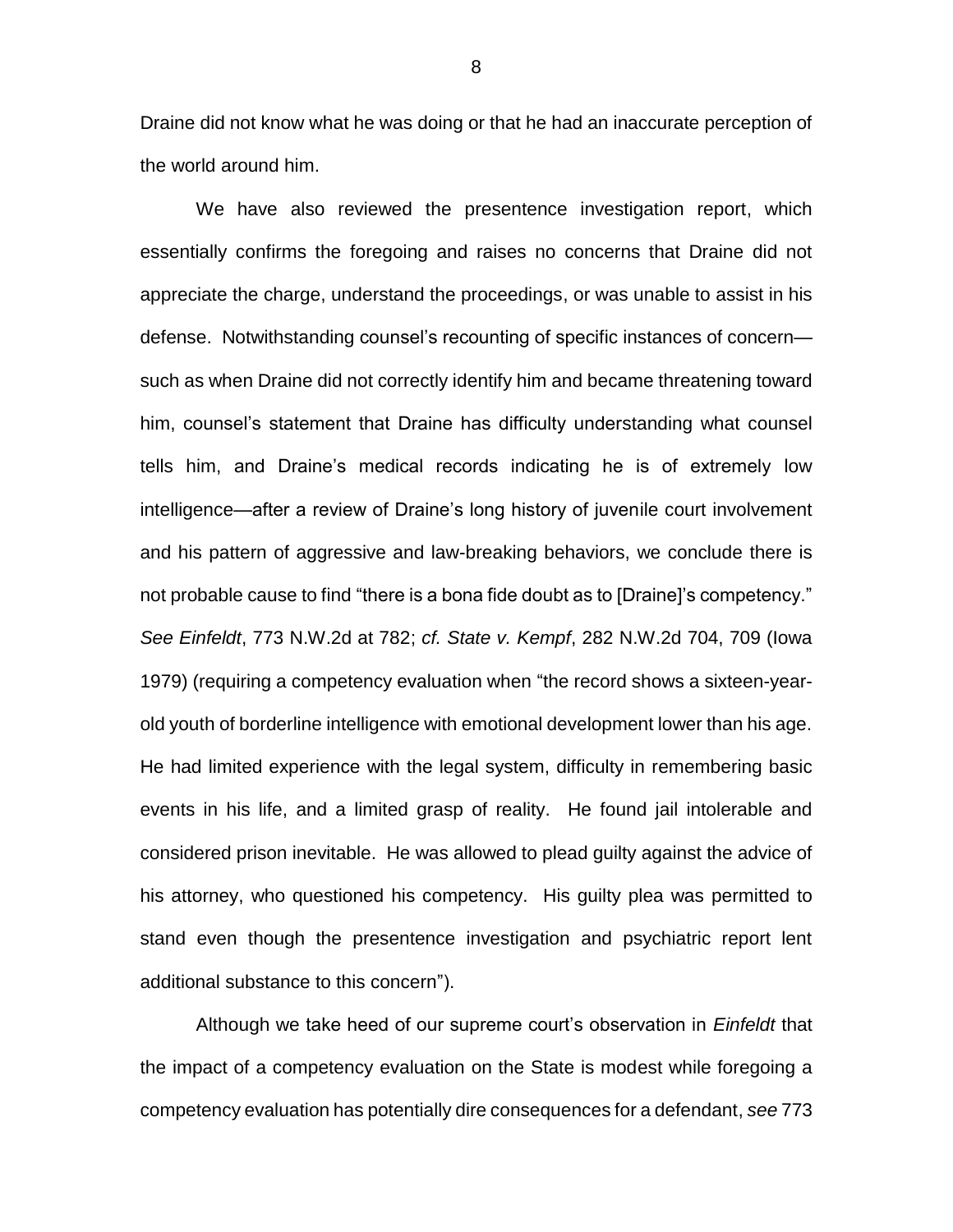Draine did not know what he was doing or that he had an inaccurate perception of the world around him.

We have also reviewed the presentence investigation report, which essentially confirms the foregoing and raises no concerns that Draine did not appreciate the charge, understand the proceedings, or was unable to assist in his defense. Notwithstanding counsel's recounting of specific instances of concern—such as when Draine did not correctly identify him and became threatening toward him, counsel's statement that Draine has difficulty understanding what counsel tells him, and Draine's medical records indicating he is of extremely low intelligence—after a review of Draine's long history of juvenile court involvement and his pattern of aggressive and law-breaking behaviors, we conclude there is not probable cause to find "there is a bona fide doubt as to [Draine]'s competency." *See Einfeldt*, 773 N.W.2d at 782; *cf. State v. Kempf*, 282 N.W.2d 704, 709 (Iowa 1979) (requiring a competency evaluation when "the record shows a sixteen-year-old youth of borderline intelligence with emotional development lower than his age. He had limited experience with the legal system, difficulty in remembering basic events in his life, and a limited grasp of reality. He found jail intolerable and considered prison inevitable. He was allowed to plead guilty against the advice of his attorney, who questioned his competency. His guilty plea was permitted to stand even though the presentence investigation and psychiatric report lent additional substance to this concern").

Although we take heed of our supreme court's observation in *Einfeldt* that the impact of a competency evaluation on the State is modest while foregoing a competency evaluation has potentially dire consequences for a defendant, *see* 773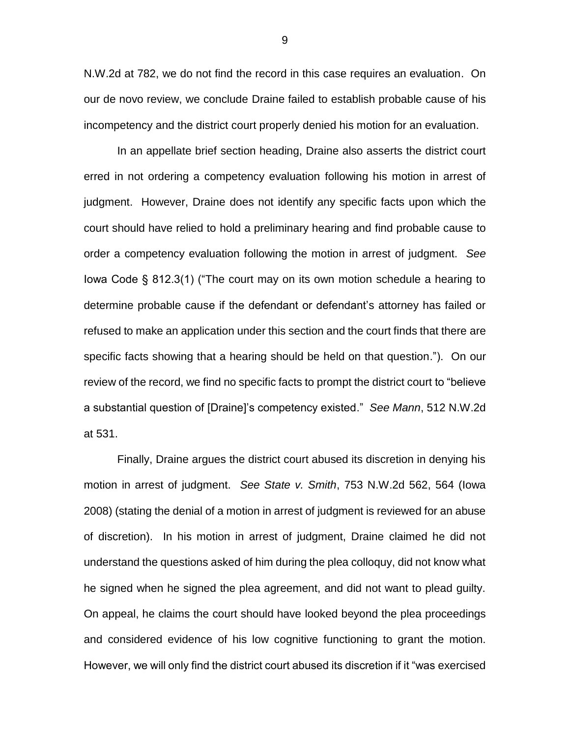N.W.2d at 782, we do not find the record in this case requires an evaluation. On our de novo review, we conclude Draine failed to establish probable cause of his incompetency and the district court properly denied his motion for an evaluation.

In an appellate brief section heading, Draine also asserts the district court erred in not ordering a competency evaluation following his motion in arrest of judgment. However, Draine does not identify any specific facts upon which the court should have relied to hold a preliminary hearing and find probable cause to order a competency evaluation following the motion in arrest of judgment. *See* Iowa Code § 812.3(1) ("The court may on its own motion schedule a hearing to determine probable cause if the defendant or defendant's attorney has failed or refused to make an application under this section and the court finds that there are specific facts showing that a hearing should be held on that question."). On our review of the record, we find no specific facts to prompt the district court to "believe a substantial question of [Draine]'s competency existed." *See Mann*, 512 N.W.2d at 531.

Finally, Draine argues the district court abused its discretion in denying his motion in arrest of judgment. *See State v. Smith*, 753 N.W.2d 562, 564 (Iowa 2008) (stating the denial of a motion in arrest of judgment is reviewed for an abuse of discretion). In his motion in arrest of judgment, Draine claimed he did not understand the questions asked of him during the plea colloquy, did not know what he signed when he signed the plea agreement, and did not want to plead guilty. On appeal, he claims the court should have looked beyond the plea proceedings and considered evidence of his low cognitive functioning to grant the motion. However, we will only find the district court abused its discretion if it "was exercised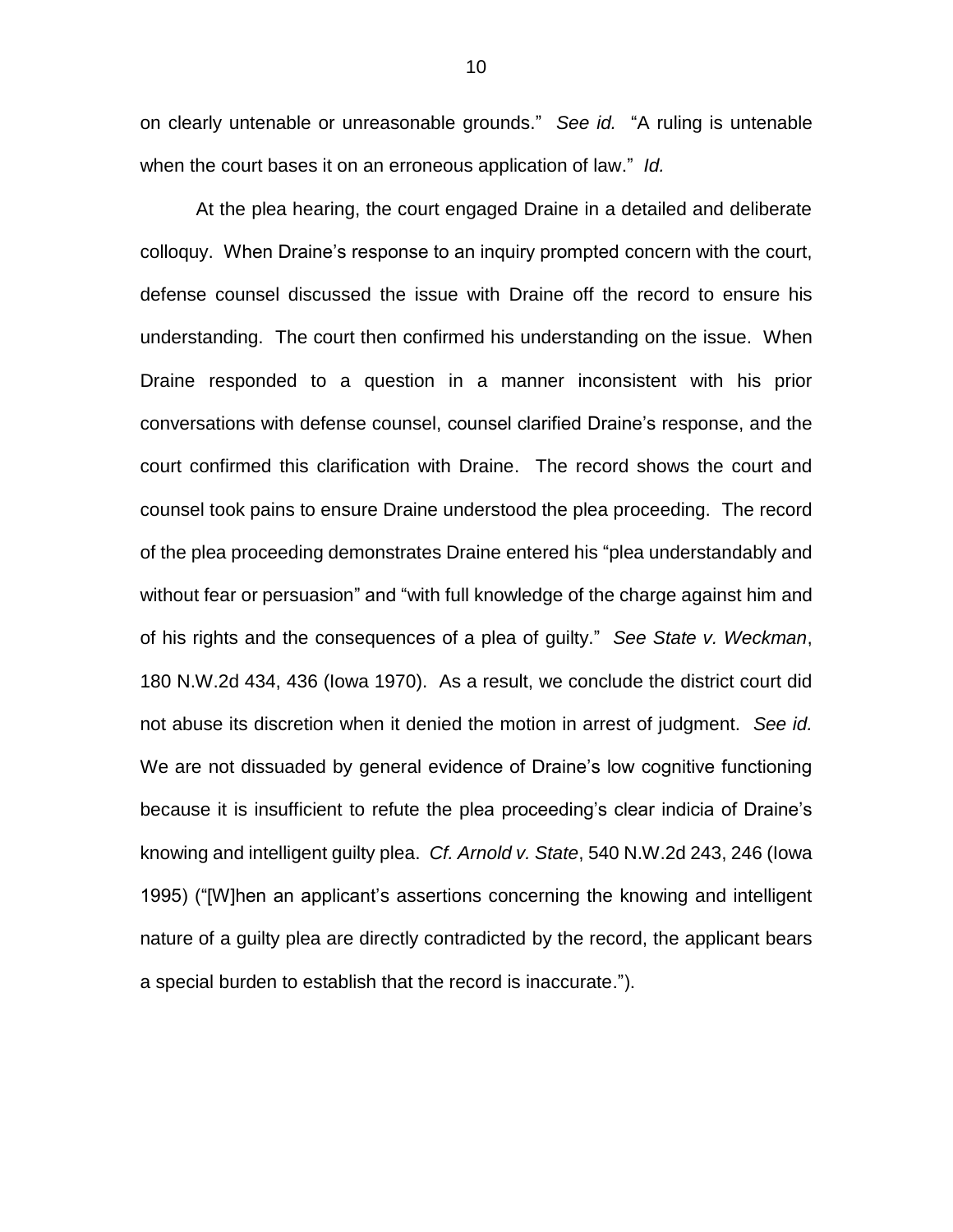on clearly untenable or unreasonable grounds." *See id.* "A ruling is untenable when the court bases it on an erroneous application of law." *Id.*

At the plea hearing, the court engaged Draine in a detailed and deliberate colloquy. When Draine's response to an inquiry prompted concern with the court, defense counsel discussed the issue with Draine off the record to ensure his understanding. The court then confirmed his understanding on the issue. When Draine responded to a question in a manner inconsistent with his prior conversations with defense counsel, counsel clarified Draine's response, and the court confirmed this clarification with Draine. The record shows the court and counsel took pains to ensure Draine understood the plea proceeding. The record of the plea proceeding demonstrates Draine entered his "plea understandably and without fear or persuasion" and "with full knowledge of the charge against him and of his rights and the consequences of a plea of guilty." *See State v. Weckman*, 180 N.W.2d 434, 436 (Iowa 1970). As a result, we conclude the district court did not abuse its discretion when it denied the motion in arrest of judgment. *See id.* We are not dissuaded by general evidence of Draine's low cognitive functioning because it is insufficient to refute the plea proceeding's clear indicia of Draine's knowing and intelligent guilty plea. *Cf. Arnold v. State*, 540 N.W.2d 243, 246 (Iowa 1995) ("[W]hen an applicant's assertions concerning the knowing and intelligent nature of a guilty plea are directly contradicted by the record, the applicant bears a special burden to establish that the record is inaccurate.").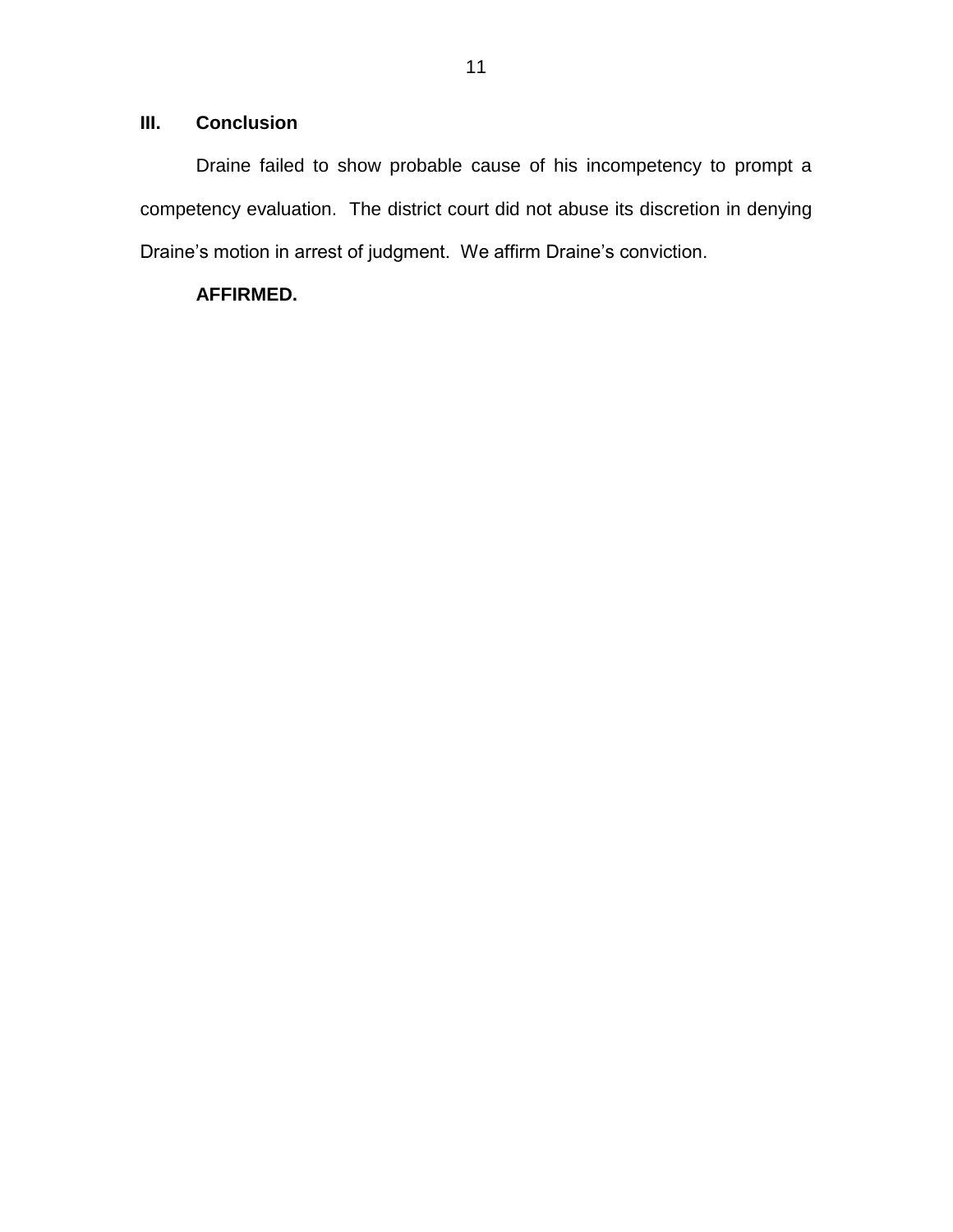## III. Conclusion

Draine failed to show probable cause of his incompetency to prompt a competency evaluation. The district court did not abuse its discretion in denying Draine's motion in arrest of judgment. We affirm Draine's conviction.

**AFFIRMED.**